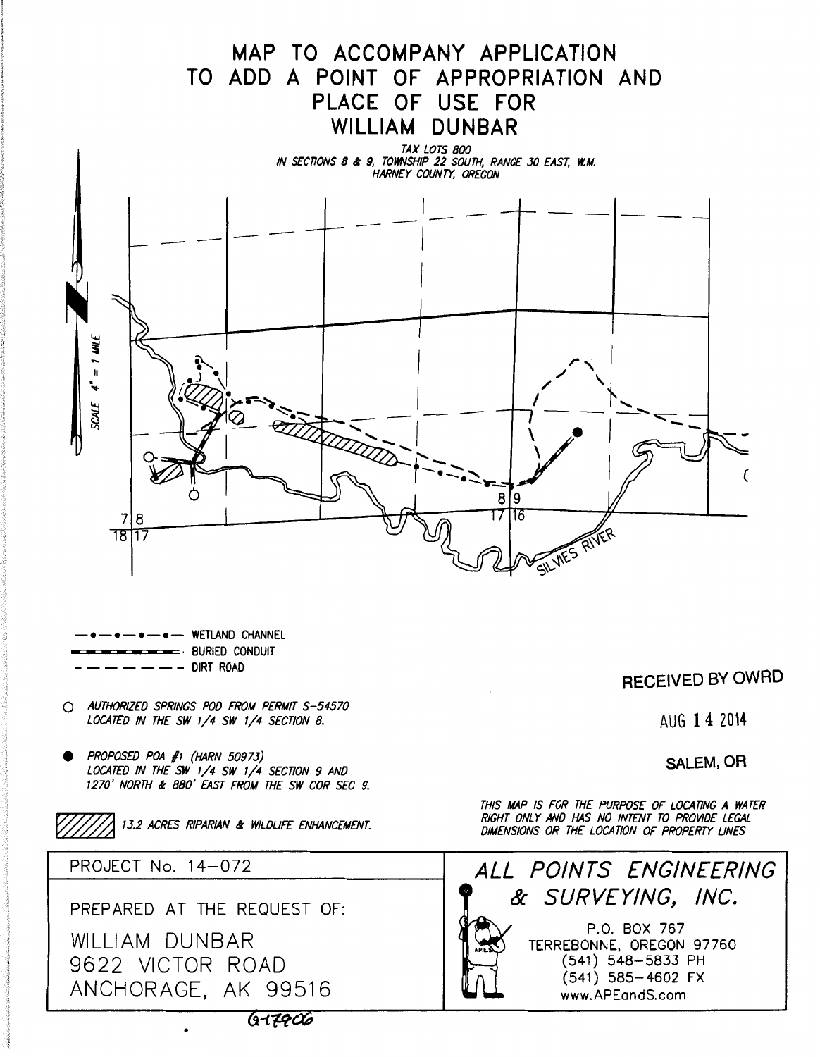# MAP TO ACCOMPANY APPLICATION TO ADD A POINT OF APPROPRIATION AND PLACE OF USE FOR WILLIAM DUNBAR

*TAX LOTS 800*
*IN SECTIONS 8 & 9, TOWNSHIP 22 SOUTH, RANGE 30 EAST, W.M.*
*HARNEY COUNTY, OREGON*

*SCALE 4" = 1 MILE*

7 | 8
18 | 17

8 | 9
17 | 16

SILVIES RIVER

—•—•—•—•— WETLAND CHANNEL

▬ ▬ ▬ BURIED CONDUIT

— — — — — — — DIRT ROAD

○ *AUTHORIZED SPRINGS POD FROM PERMIT S-54570 LOCATED IN THE SW 1/4 SW 1/4 SECTION 8.*

● *PROPOSED POA #1 (HARN 50973) LOCATED IN THE SW 1/4 SW 1/4 SECTION 9 AND 1270' NORTH & 880' EAST FROM THE SW COR SEC 9.*

▨ *13.2 ACRES RIPARIAN & WILDLIFE ENHANCEMENT.*

RECEIVED BY OWRD

AUG 14 2014

SALEM, OR

*THIS MAP IS FOR THE PURPOSE OF LOCATING A WATER RIGHT ONLY AND HAS NO INTENT TO PROVIDE LEGAL DIMENSIONS OR THE LOCATION OF PROPERTY LINES*

PROJECT No. 14-072

PREPARED AT THE REQUEST OF:

WILLIAM DUNBAR
9622 VICTOR ROAD
ANCHORAGE, AK 99516

*ALL POINTS ENGINEERING & SURVEYING, INC.*

P.O. BOX 767
TERREBONNE, OREGON 97760
(541) 548-5833 PH
(541) 585-4602 FX
www.APEandS.com

G-17906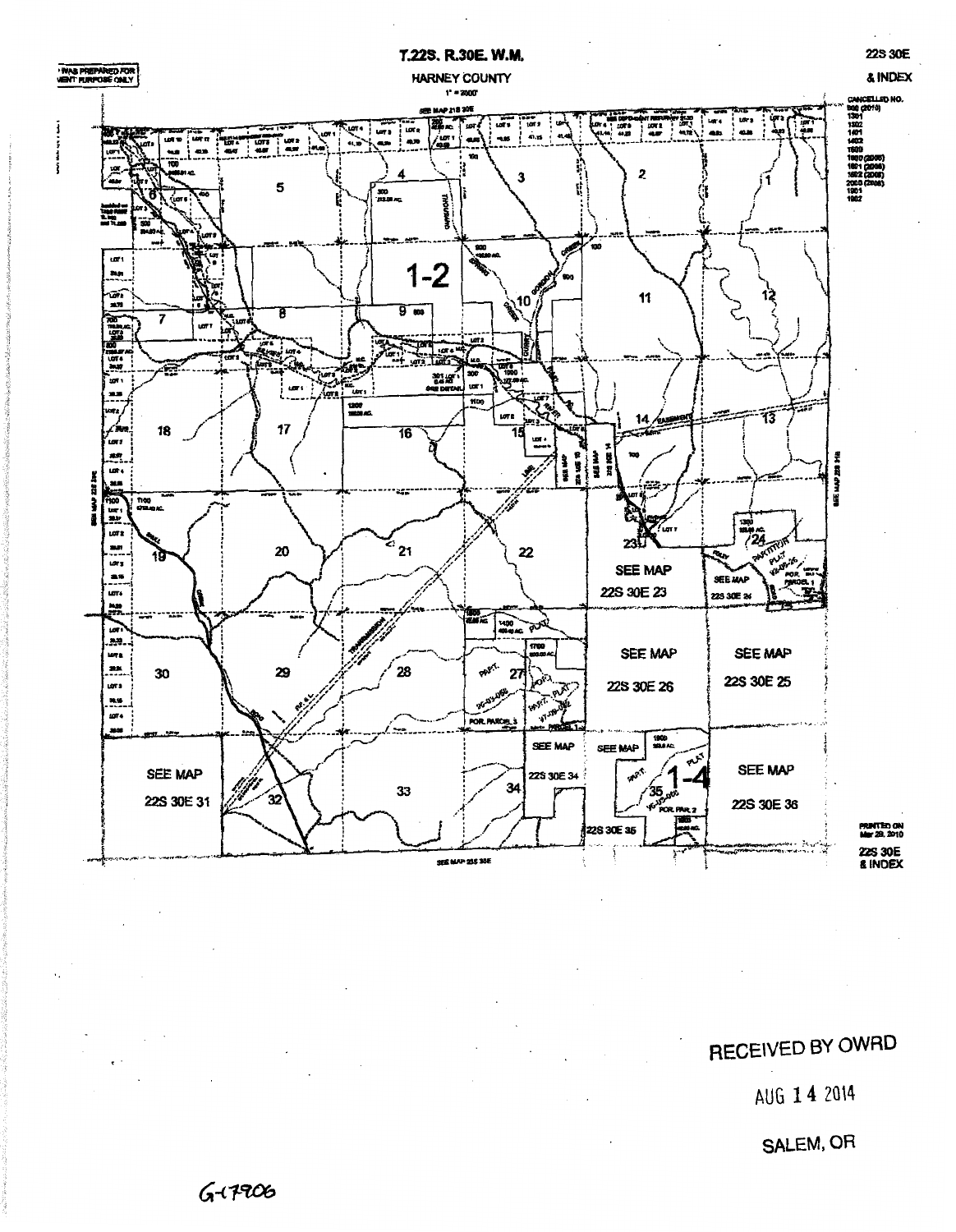# T.22S. R.30E. W.M.

HARNEY COUNTY

1" = 2000'

22S 30E
& INDEX

WAS PREPARED FOR
MENT PURPOSE ONLY

CANCELLED NO.
1301
1302
1401
1402
1600
1800 (2008)
1801 (2008)
1802 (2008)
2000 (2008)
1901
1902

SEE MAP 21S 30E

1-2

SEE MAP 22S 30E 23

SEE MAP 22S 30E 26

SEE MAP 22S 30E 25

SEE MAP 22S 30E 31

SEE MAP 22S 30E 34

1-4

SEE MAP 22S 30E 36

SEE MAP 22S 30E

PRINTED ON
Mar 29, 2010

22S 30E
& INDEX

RECEIVED BY OWRD

AUG 14 2014

SALEM, OR

G-17906